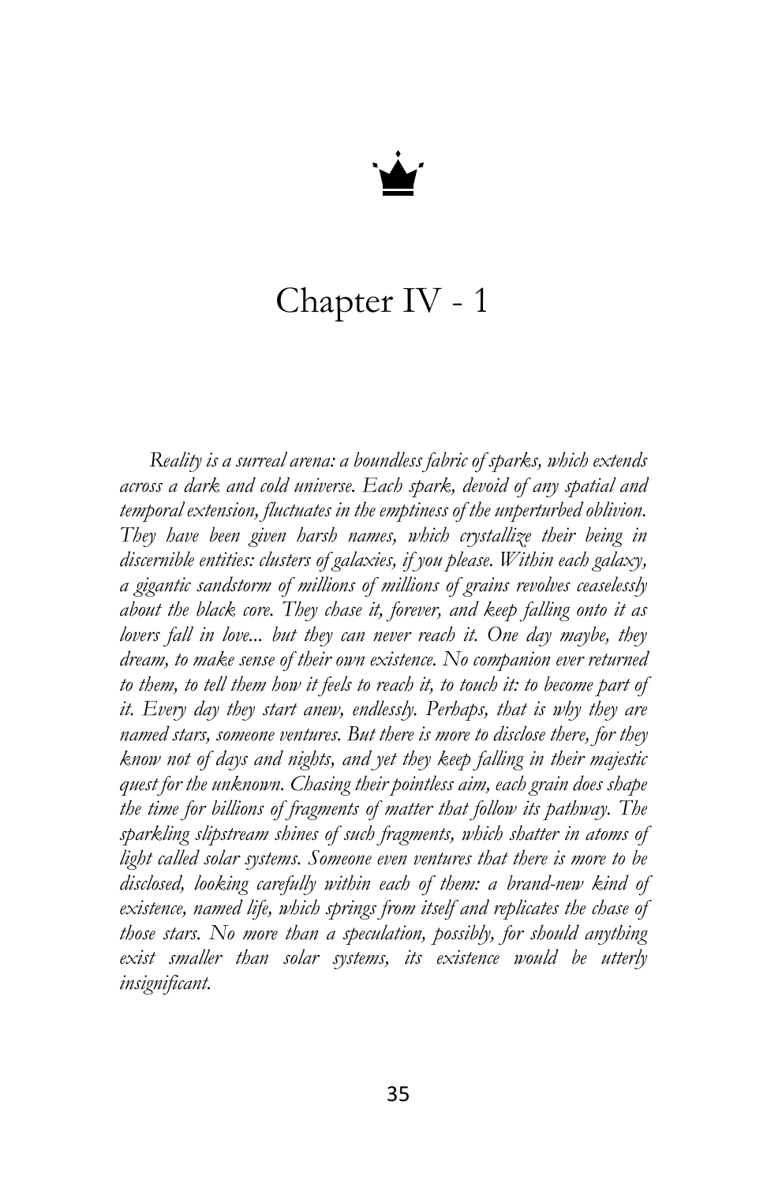# Chapter IV - 1

*Reality is a surreal arena: a boundless fabric of sparks, which extends across a dark and cold universe. Each spark, devoid of any spatial and temporal extension, fluctuates in the emptiness of the unperturbed oblivion. They have been given harsh names, which crystallize their being in discernible entities: clusters of galaxies, if you please. Within each galaxy, a gigantic sandstorm of millions of millions of grains revolves ceaselessly about the black core. They chase it, forever, and keep falling onto it as lovers fall in love... but they can never reach it. One day maybe, they dream, to make sense of their own existence. No companion ever returned to them, to tell them how it feels to reach it, to touch it: to become part of it. Every day they start anew, endlessly. Perhaps, that is why they are named stars, someone ventures. But there is more to disclose there, for they know not of days and nights, and yet they keep falling in their majestic quest for the unknown. Chasing their pointless aim, each grain does shape the time for billions of fragments of matter that follow its pathway. The sparkling slipstream shines of such fragments, which shatter in atoms of light called solar systems. Someone even ventures that there is more to be disclosed, looking carefully within each of them: a brand-new kind of existence, named life, which springs from itself and replicates the chase of those stars. No more than a speculation, possibly, for should anything exist smaller than solar systems, its existence would be utterly insignificant.*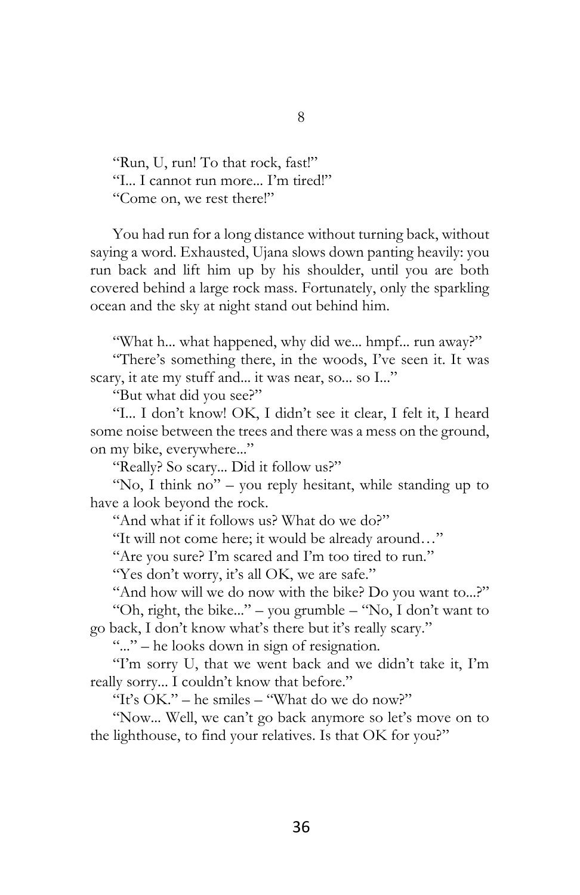# 8

"Run, U, run! To that rock, fast!"
"I... I cannot run more... I'm tired!"
"Come on, we rest there!"

You had run for a long distance without turning back, without saying a word. Exhausted, Ujana slows down panting heavily: you run back and lift him up by his shoulder, until you are both covered behind a large rock mass. Fortunately, only the sparkling ocean and the sky at night stand out behind him.

"What h... what happened, why did we... hmpf... run away?"

"There's something there, in the woods, I've seen it. It was scary, it ate my stuff and... it was near, so... so I..."

"But what did you see?"

"I... I don't know! OK, I didn't see it clear, I felt it, I heard some noise between the trees and there was a mess on the ground, on my bike, everywhere..."

"Really? So scary... Did it follow us?"

"No, I think no" – you reply hesitant, while standing up to have a look beyond the rock.

"And what if it follows us? What do we do?"

"It will not come here; it would be already around…"

"Are you sure? I'm scared and I'm too tired to run."

"Yes don't worry, it's all OK, we are safe."

"And how will we do now with the bike? Do you want to...?"

"Oh, right, the bike..." – you grumble – "No, I don't want to go back, I don't know what's there but it's really scary."

"..." – he looks down in sign of resignation.

"I'm sorry U, that we went back and we didn't take it, I'm really sorry... I couldn't know that before."

"It's OK." – he smiles – "What do we do now?"

"Now... Well, we can't go back anymore so let's move on to the lighthouse, to find your relatives. Is that OK for you?"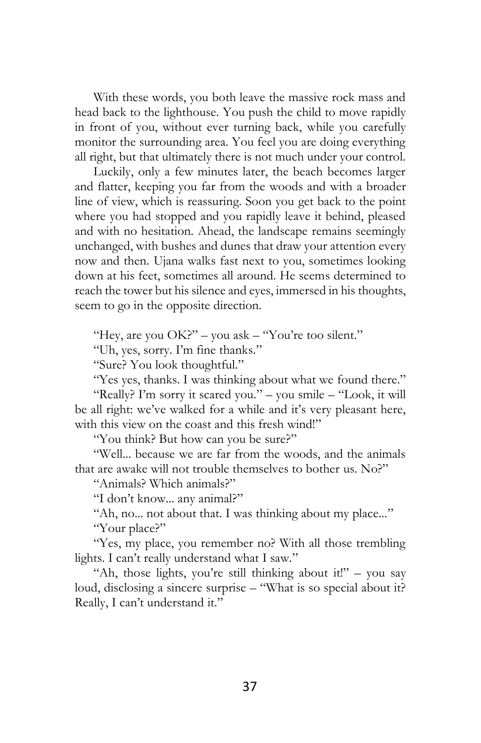With these words, you both leave the massive rock mass and head back to the lighthouse. You push the child to move rapidly in front of you, without ever turning back, while you carefully monitor the surrounding area. You feel you are doing everything all right, but that ultimately there is not much under your control.

Luckily, only a few minutes later, the beach becomes larger and flatter, keeping you far from the woods and with a broader line of view, which is reassuring. Soon you get back to the point where you had stopped and you rapidly leave it behind, pleased and with no hesitation. Ahead, the landscape remains seemingly unchanged, with bushes and dunes that draw your attention every now and then. Ujana walks fast next to you, sometimes looking down at his feet, sometimes all around. He seems determined to reach the tower but his silence and eyes, immersed in his thoughts, seem to go in the opposite direction.

"Hey, are you OK?" – you ask – "You're too silent."

"Uh, yes, sorry. I'm fine thanks."

"Sure? You look thoughtful."

"Yes yes, thanks. I was thinking about what we found there."

"Really? I'm sorry it scared you." – you smile – "Look, it will be all right: we've walked for a while and it's very pleasant here, with this view on the coast and this fresh wind!"

"You think? But how can you be sure?"

"Well... because we are far from the woods, and the animals that are awake will not trouble themselves to bother us. No?"

"Animals? Which animals?"

"I don't know... any animal?"

"Ah, no... not about that. I was thinking about my place..."

"Your place?"

"Yes, my place, you remember no? With all those trembling lights. I can't really understand what I saw."

"Ah, those lights, you're still thinking about it!" – you say loud, disclosing a sincere surprise – "What is so special about it? Really, I can't understand it."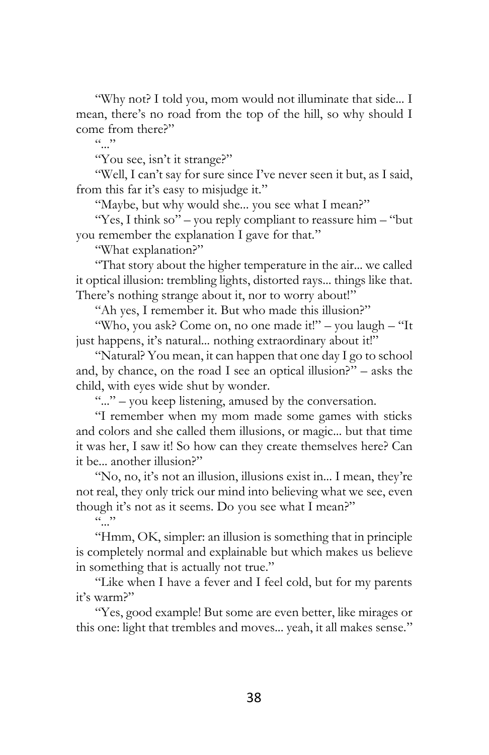"Why not? I told you, mom would not illuminate that side... I mean, there's no road from the top of the hill, so why should I come from there?"

"..."

"You see, isn't it strange?"

"Well, I can't say for sure since I've never seen it but, as I said, from this far it's easy to misjudge it."

"Maybe, but why would she... you see what I mean?"

"Yes, I think so" – you reply compliant to reassure him – "but you remember the explanation I gave for that."

"What explanation?"

"That story about the higher temperature in the air... we called it optical illusion: trembling lights, distorted rays... things like that. There's nothing strange about it, nor to worry about!"

"Ah yes, I remember it. But who made this illusion?"

"Who, you ask? Come on, no one made it!" – you laugh – "It just happens, it's natural... nothing extraordinary about it!"

"Natural? You mean, it can happen that one day I go to school and, by chance, on the road I see an optical illusion?" – asks the child, with eyes wide shut by wonder.

"..." – you keep listening, amused by the conversation.

"I remember when my mom made some games with sticks and colors and she called them illusions, or magic... but that time it was her, I saw it! So how can they create themselves here? Can it be... another illusion?"

"No, no, it's not an illusion, illusions exist in... I mean, they're not real, they only trick our mind into believing what we see, even though it's not as it seems. Do you see what I mean?"

"..."

"Hmm, OK, simpler: an illusion is something that in principle is completely normal and explainable but which makes us believe in something that is actually not true."

"Like when I have a fever and I feel cold, but for my parents it's warm?"

"Yes, good example! But some are even better, like mirages or this one: light that trembles and moves... yeah, it all makes sense."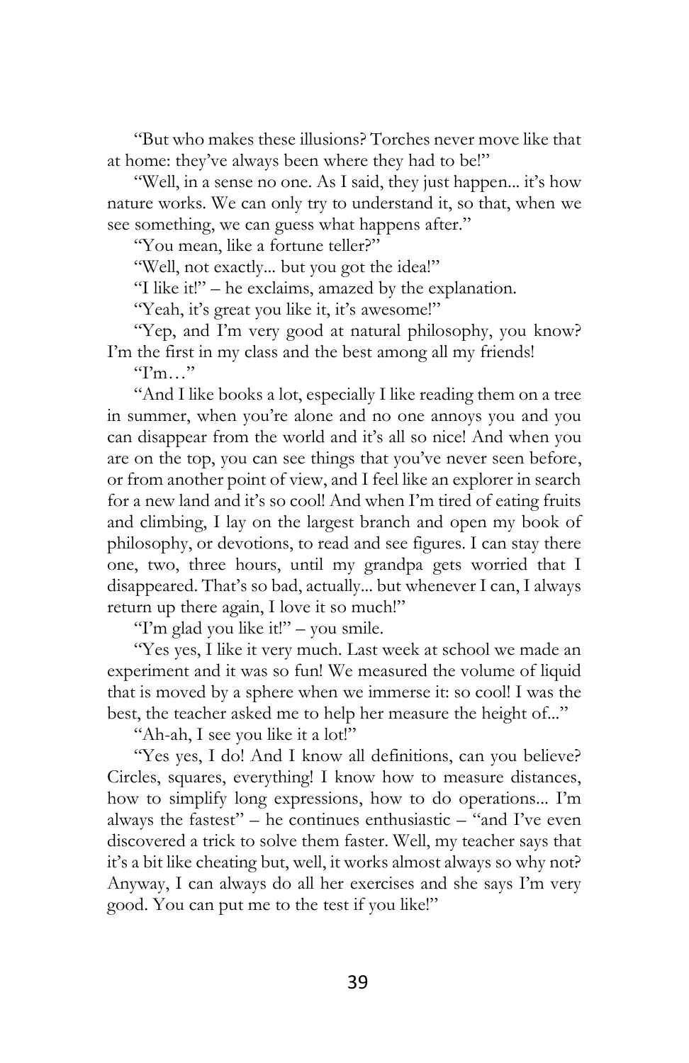"But who makes these illusions? Torches never move like that at home: they've always been where they had to be!"

"Well, in a sense no one. As I said, they just happen... it's how nature works. We can only try to understand it, so that, when we see something, we can guess what happens after."

"You mean, like a fortune teller?"

"Well, not exactly... but you got the idea!"

"I like it!" – he exclaims, amazed by the explanation.

"Yeah, it's great you like it, it's awesome!"

"Yep, and I'm very good at natural philosophy, you know? I'm the first in my class and the best among all my friends!

"I'm…"

"And I like books a lot, especially I like reading them on a tree in summer, when you're alone and no one annoys you and you can disappear from the world and it's all so nice! And when you are on the top, you can see things that you've never seen before, or from another point of view, and I feel like an explorer in search for a new land and it's so cool! And when I'm tired of eating fruits and climbing, I lay on the largest branch and open my book of philosophy, or devotions, to read and see figures. I can stay there one, two, three hours, until my grandpa gets worried that I disappeared. That's so bad, actually... but whenever I can, I always return up there again, I love it so much!"

"I'm glad you like it!" – you smile.

"Yes yes, I like it very much. Last week at school we made an experiment and it was so fun! We measured the volume of liquid that is moved by a sphere when we immerse it: so cool! I was the best, the teacher asked me to help her measure the height of..."

"Ah-ah, I see you like it a lot!"

"Yes yes, I do! And I know all definitions, can you believe? Circles, squares, everything! I know how to measure distances, how to simplify long expressions, how to do operations... I'm always the fastest" – he continues enthusiastic – "and I've even discovered a trick to solve them faster. Well, my teacher says that it's a bit like cheating but, well, it works almost always so why not? Anyway, I can always do all her exercises and she says I'm very good. You can put me to the test if you like!"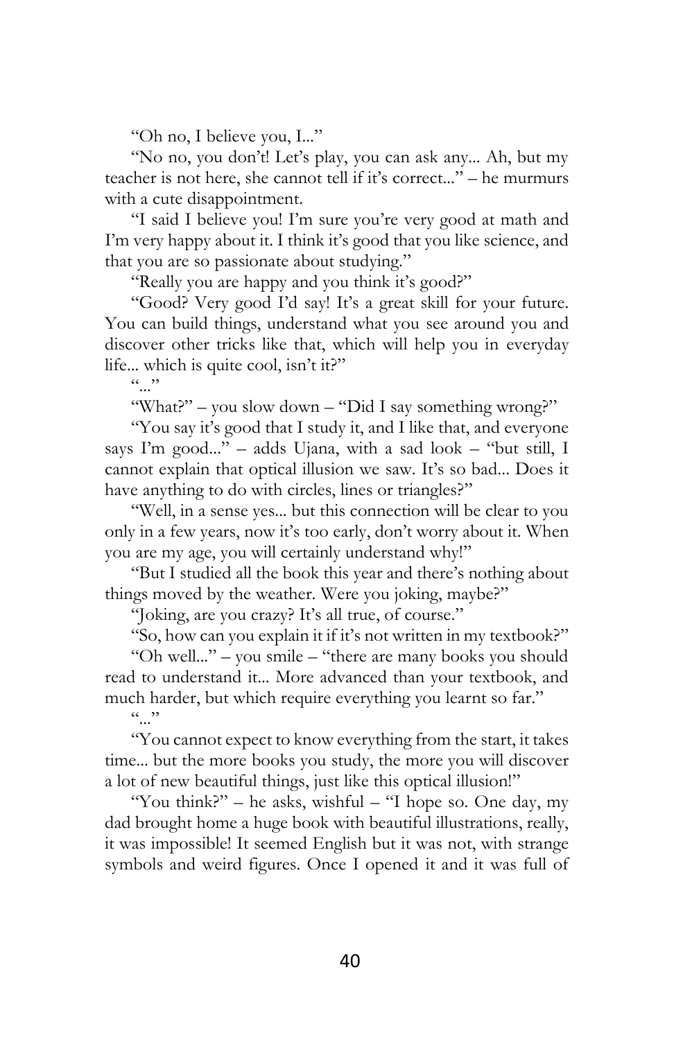"Oh no, I believe you, I..."

"No no, you don't! Let's play, you can ask any... Ah, but my teacher is not here, she cannot tell if it's correct..." – he murmurs with a cute disappointment.

"I said I believe you! I'm sure you're very good at math and I'm very happy about it. I think it's good that you like science, and that you are so passionate about studying."

"Really you are happy and you think it's good?"

"Good? Very good I'd say! It's a great skill for your future. You can build things, understand what you see around you and discover other tricks like that, which will help you in everyday life... which is quite cool, isn't it?"

"..."

"What?" – you slow down – "Did I say something wrong?"

"You say it's good that I study it, and I like that, and everyone says I'm good..." – adds Ujana, with a sad look – "but still, I cannot explain that optical illusion we saw. It's so bad... Does it have anything to do with circles, lines or triangles?"

"Well, in a sense yes... but this connection will be clear to you only in a few years, now it's too early, don't worry about it. When you are my age, you will certainly understand why!"

"But I studied all the book this year and there's nothing about things moved by the weather. Were you joking, maybe?"

"Joking, are you crazy? It's all true, of course."

"So, how can you explain it if it's not written in my textbook?"

"Oh well..." – you smile – "there are many books you should read to understand it... More advanced than your textbook, and much harder, but which require everything you learnt so far."

"..."

"You cannot expect to know everything from the start, it takes time... but the more books you study, the more you will discover a lot of new beautiful things, just like this optical illusion!"

"You think?" – he asks, wishful – "I hope so. One day, my dad brought home a huge book with beautiful illustrations, really, it was impossible! It seemed English but it was not, with strange symbols and weird figures. Once I opened it and it was full of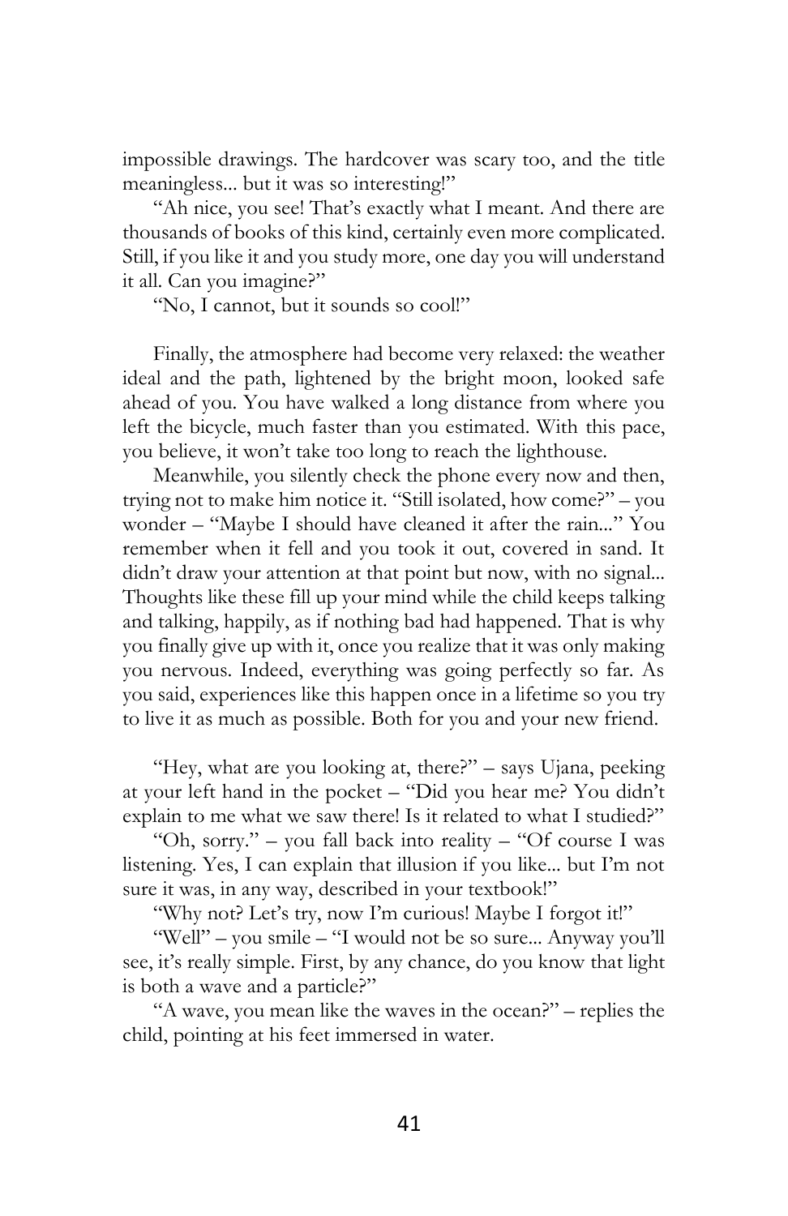impossible drawings. The hardcover was scary too, and the title meaningless... but it was so interesting!"

"Ah nice, you see! That's exactly what I meant. And there are thousands of books of this kind, certainly even more complicated. Still, if you like it and you study more, one day you will understand it all. Can you imagine?"

"No, I cannot, but it sounds so cool!"

Finally, the atmosphere had become very relaxed: the weather ideal and the path, lightened by the bright moon, looked safe ahead of you. You have walked a long distance from where you left the bicycle, much faster than you estimated. With this pace, you believe, it won't take too long to reach the lighthouse.

Meanwhile, you silently check the phone every now and then, trying not to make him notice it. "Still isolated, how come?" – you wonder – "Maybe I should have cleaned it after the rain..." You remember when it fell and you took it out, covered in sand. It didn't draw your attention at that point but now, with no signal... Thoughts like these fill up your mind while the child keeps talking and talking, happily, as if nothing bad had happened. That is why you finally give up with it, once you realize that it was only making you nervous. Indeed, everything was going perfectly so far. As you said, experiences like this happen once in a lifetime so you try to live it as much as possible. Both for you and your new friend.

"Hey, what are you looking at, there?" – says Ujana, peeking at your left hand in the pocket – "Did you hear me? You didn't explain to me what we saw there! Is it related to what I studied?"

"Oh, sorry." – you fall back into reality – "Of course I was listening. Yes, I can explain that illusion if you like... but I'm not sure it was, in any way, described in your textbook!"

"Why not? Let's try, now I'm curious! Maybe I forgot it!"

"Well" – you smile – "I would not be so sure... Anyway you'll see, it's really simple. First, by any chance, do you know that light is both a wave and a particle?"

"A wave, you mean like the waves in the ocean?" – replies the child, pointing at his feet immersed in water.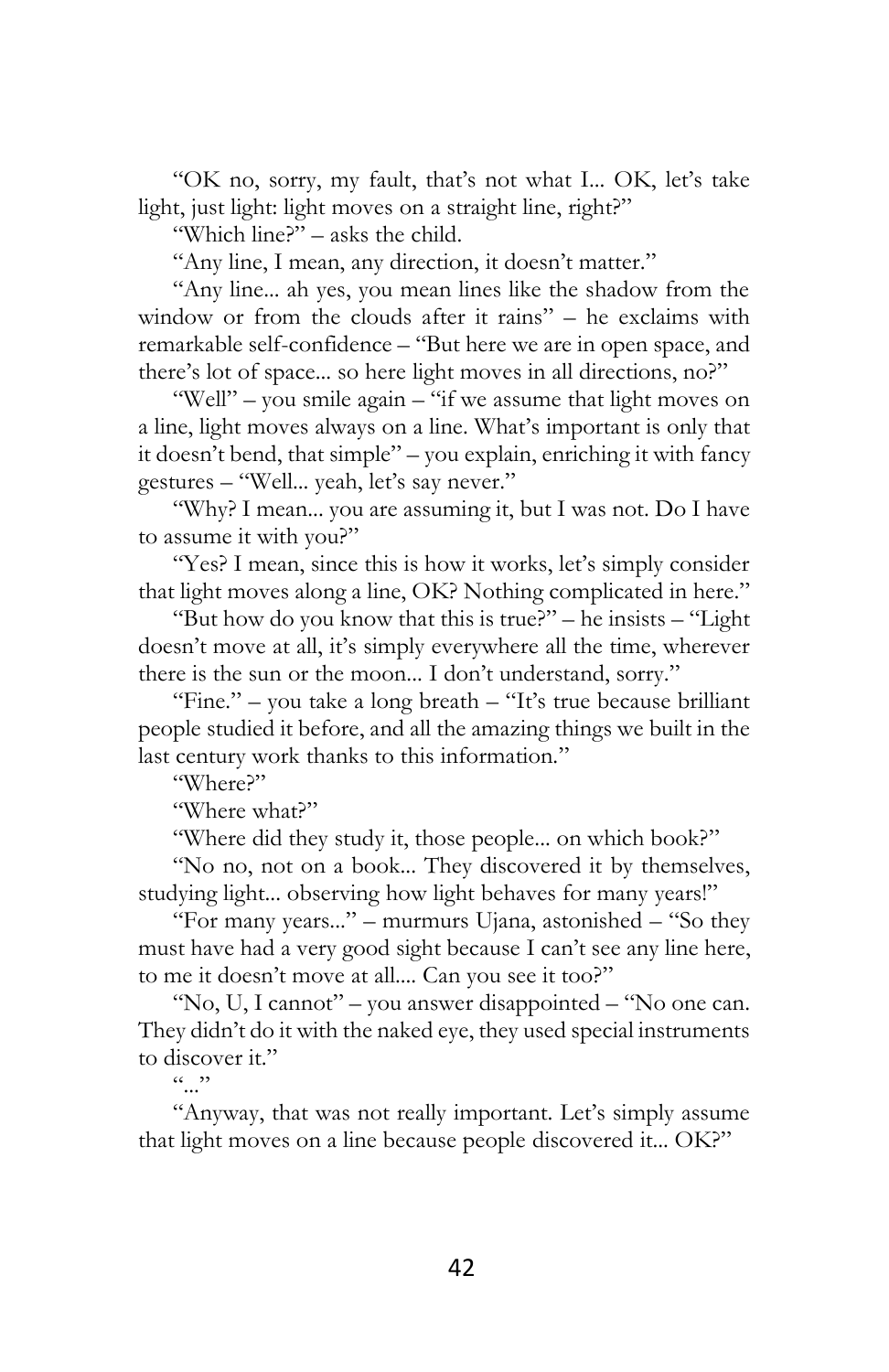"OK no, sorry, my fault, that's not what I... OK, let's take light, just light: light moves on a straight line, right?"

"Which line?" – asks the child.

"Any line, I mean, any direction, it doesn't matter."

"Any line... ah yes, you mean lines like the shadow from the window or from the clouds after it rains" – he exclaims with remarkable self-confidence – "But here we are in open space, and there's lot of space... so here light moves in all directions, no?"

"Well" – you smile again – "if we assume that light moves on a line, light moves always on a line. What's important is only that it doesn't bend, that simple" – you explain, enriching it with fancy gestures – "Well... yeah, let's say never."

"Why? I mean... you are assuming it, but I was not. Do I have to assume it with you?"

"Yes? I mean, since this is how it works, let's simply consider that light moves along a line, OK? Nothing complicated in here."

"But how do you know that this is true?" – he insists – "Light doesn't move at all, it's simply everywhere all the time, wherever there is the sun or the moon... I don't understand, sorry."

"Fine." – you take a long breath – "It's true because brilliant people studied it before, and all the amazing things we built in the last century work thanks to this information."

"Where?"

"Where what?"

"Where did they study it, those people... on which book?"

"No no, not on a book... They discovered it by themselves, studying light... observing how light behaves for many years!"

"For many years..." – murmurs Ujana, astonished – "So they must have had a very good sight because I can't see any line here, to me it doesn't move at all.... Can you see it too?"

"No, U, I cannot" – you answer disappointed – "No one can. They didn't do it with the naked eye, they used special instruments to discover it."

"..."

"Anyway, that was not really important. Let's simply assume that light moves on a line because people discovered it... OK?"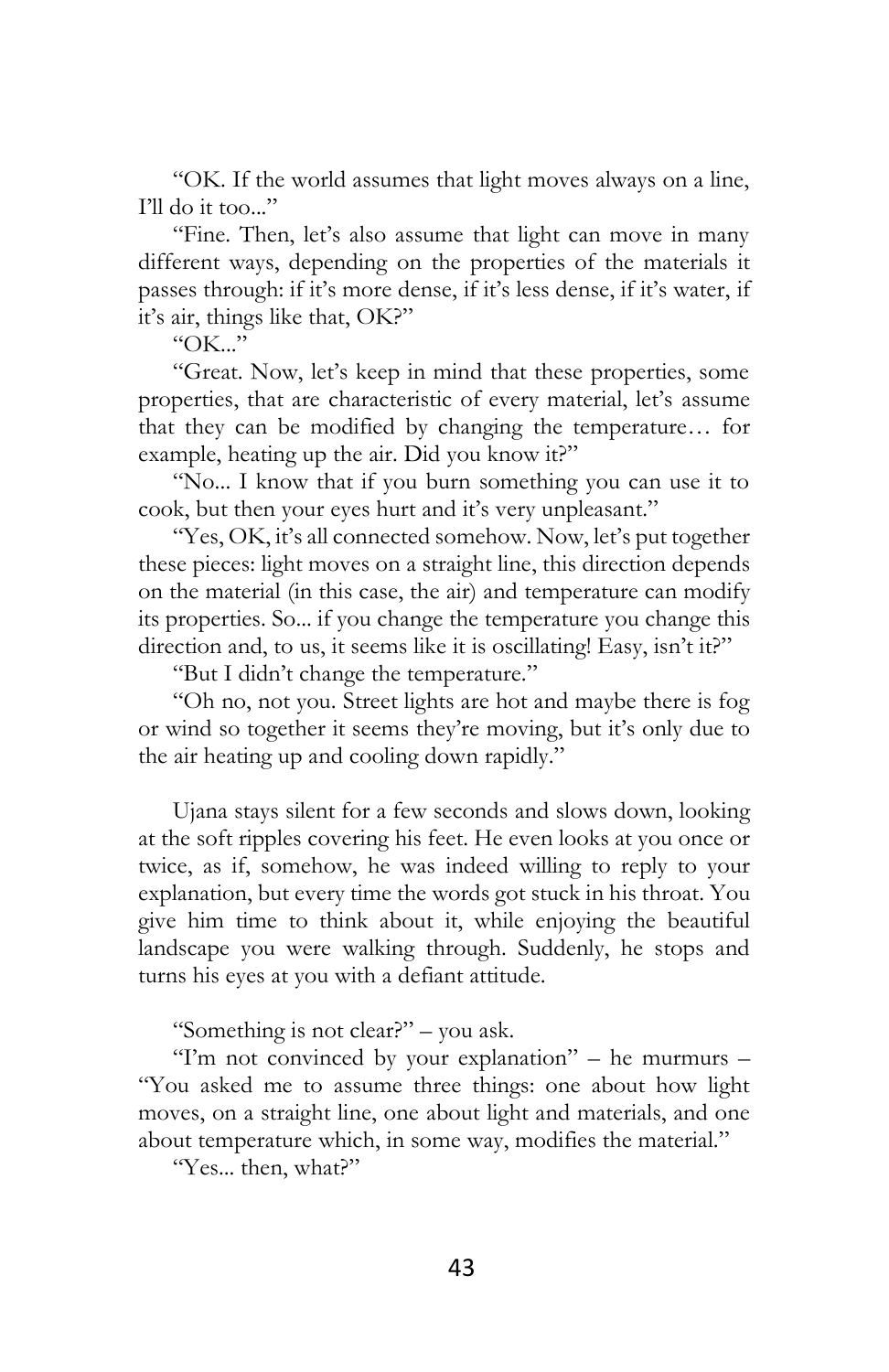"OK. If the world assumes that light moves always on a line, I'll do it too..."

"Fine. Then, let's also assume that light can move in many different ways, depending on the properties of the materials it passes through: if it's more dense, if it's less dense, if it's water, if it's air, things like that, OK?"

"OK..."

"Great. Now, let's keep in mind that these properties, some properties, that are characteristic of every material, let's assume that they can be modified by changing the temperature… for example, heating up the air. Did you know it?"

"No... I know that if you burn something you can use it to cook, but then your eyes hurt and it's very unpleasant."

"Yes, OK, it's all connected somehow. Now, let's put together these pieces: light moves on a straight line, this direction depends on the material (in this case, the air) and temperature can modify its properties. So... if you change the temperature you change this direction and, to us, it seems like it is oscillating! Easy, isn't it?"

"But I didn't change the temperature."

"Oh no, not you. Street lights are hot and maybe there is fog or wind so together it seems they're moving, but it's only due to the air heating up and cooling down rapidly."

Ujana stays silent for a few seconds and slows down, looking at the soft ripples covering his feet. He even looks at you once or twice, as if, somehow, he was indeed willing to reply to your explanation, but every time the words got stuck in his throat. You give him time to think about it, while enjoying the beautiful landscape you were walking through. Suddenly, he stops and turns his eyes at you with a defiant attitude.

"Something is not clear?" – you ask.

"I'm not convinced by your explanation" – he murmurs – "You asked me to assume three things: one about how light moves, on a straight line, one about light and materials, and one about temperature which, in some way, modifies the material."

"Yes... then, what?"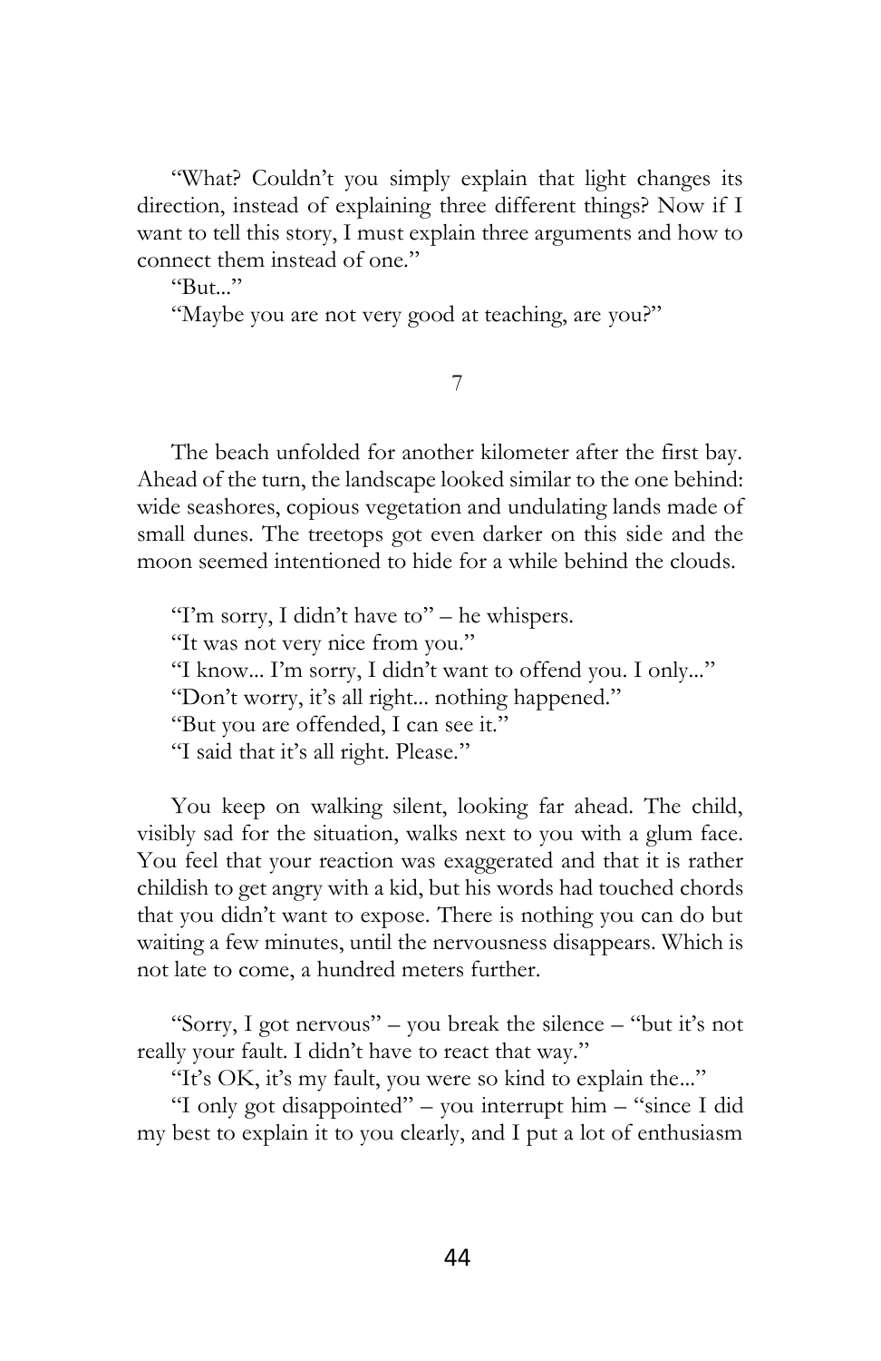"What? Couldn't you simply explain that light changes its direction, instead of explaining three different things? Now if I want to tell this story, I must explain three arguments and how to connect them instead of one."

"But..."

"Maybe you are not very good at teaching, are you?"

## 7

The beach unfolded for another kilometer after the first bay. Ahead of the turn, the landscape looked similar to the one behind: wide seashores, copious vegetation and undulating lands made of small dunes. The treetops got even darker on this side and the moon seemed intentioned to hide for a while behind the clouds.

"I'm sorry, I didn't have to" – he whispers.

"It was not very nice from you."

"I know... I'm sorry, I didn't want to offend you. I only..."

"Don't worry, it's all right... nothing happened."

"But you are offended, I can see it."

"I said that it's all right. Please."

You keep on walking silent, looking far ahead. The child, visibly sad for the situation, walks next to you with a glum face. You feel that your reaction was exaggerated and that it is rather childish to get angry with a kid, but his words had touched chords that you didn't want to expose. There is nothing you can do but waiting a few minutes, until the nervousness disappears. Which is not late to come, a hundred meters further.

"Sorry, I got nervous" – you break the silence – "but it's not really your fault. I didn't have to react that way."

"It's OK, it's my fault, you were so kind to explain the..."

"I only got disappointed" – you interrupt him – "since I did my best to explain it to you clearly, and I put a lot of enthusiasm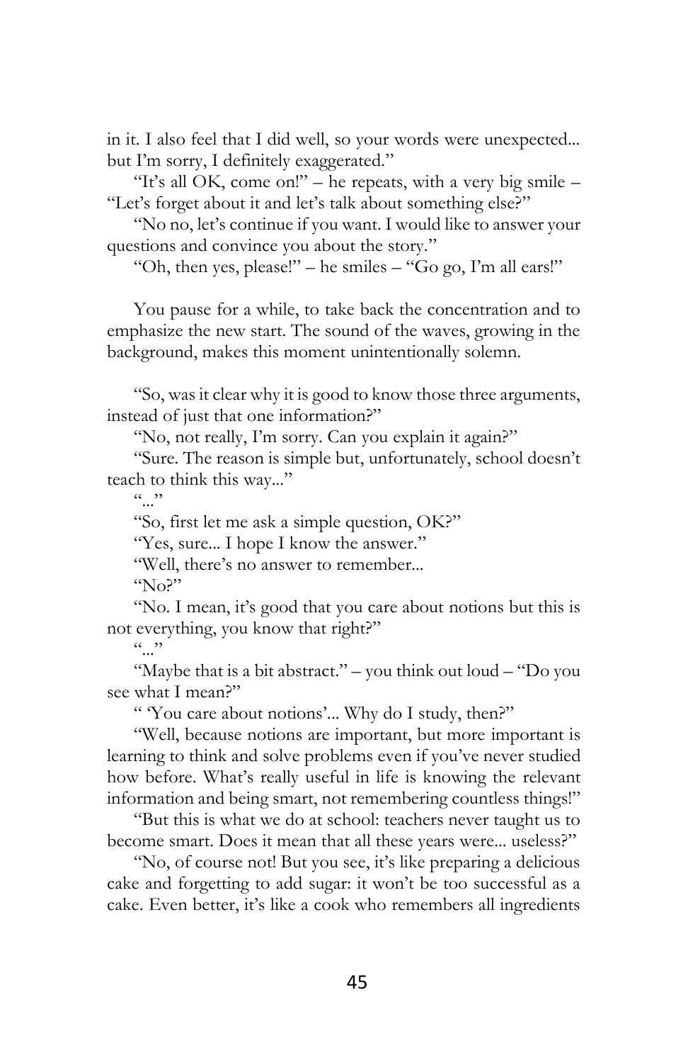in it. I also feel that I did well, so your words were unexpected... but I'm sorry, I definitely exaggerated."

"It's all OK, come on!" – he repeats, with a very big smile – "Let's forget about it and let's talk about something else?"

"No no, let's continue if you want. I would like to answer your questions and convince you about the story."

"Oh, then yes, please!" – he smiles – "Go go, I'm all ears!"

You pause for a while, to take back the concentration and to emphasize the new start. The sound of the waves, growing in the background, makes this moment unintentionally solemn.

"So, was it clear why it is good to know those three arguments, instead of just that one information?"

"No, not really, I'm sorry. Can you explain it again?"

"Sure. The reason is simple but, unfortunately, school doesn't teach to think this way..."

"..."

"So, first let me ask a simple question, OK?"

"Yes, sure... I hope I know the answer."

"Well, there's no answer to remember...

"No?"

"No. I mean, it's good that you care about notions but this is not everything, you know that right?"

"..."

"Maybe that is a bit abstract." – you think out loud – "Do you see what I mean?"

" 'You care about notions'... Why do I study, then?"

"Well, because notions are important, but more important is learning to think and solve problems even if you've never studied how before. What's really useful in life is knowing the relevant information and being smart, not remembering countless things!"

"But this is what we do at school: teachers never taught us to become smart. Does it mean that all these years were... useless?"

"No, of course not! But you see, it's like preparing a delicious cake and forgetting to add sugar: it won't be too successful as a cake. Even better, it's like a cook who remembers all ingredients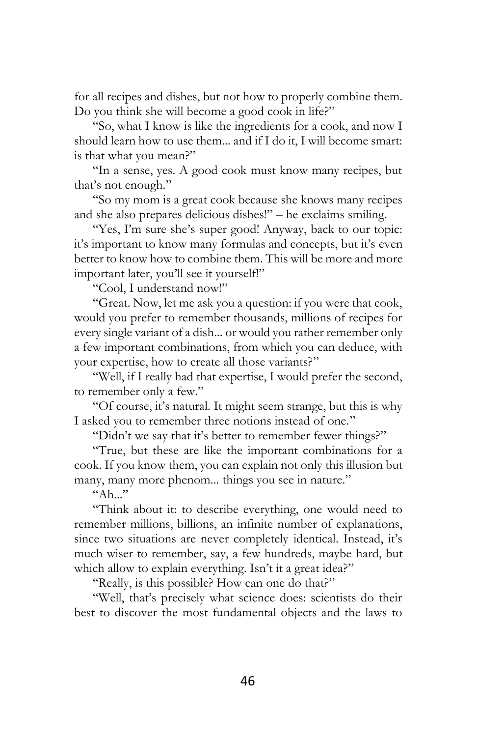for all recipes and dishes, but not how to properly combine them. Do you think she will become a good cook in life?"

"So, what I know is like the ingredients for a cook, and now I should learn how to use them... and if I do it, I will become smart: is that what you mean?"

"In a sense, yes. A good cook must know many recipes, but that's not enough."

"So my mom is a great cook because she knows many recipes and she also prepares delicious dishes!" – he exclaims smiling.

"Yes, I'm sure she's super good! Anyway, back to our topic: it's important to know many formulas and concepts, but it's even better to know how to combine them. This will be more and more important later, you'll see it yourself!"

"Cool, I understand now!"

"Great. Now, let me ask you a question: if you were that cook, would you prefer to remember thousands, millions of recipes for every single variant of a dish... or would you rather remember only a few important combinations, from which you can deduce, with your expertise, how to create all those variants?"

"Well, if I really had that expertise, I would prefer the second, to remember only a few."

"Of course, it's natural. It might seem strange, but this is why I asked you to remember three notions instead of one."

"Didn't we say that it's better to remember fewer things?"

"True, but these are like the important combinations for a cook. If you know them, you can explain not only this illusion but many, many more phenom... things you see in nature."

"Ah..."

"Think about it: to describe everything, one would need to remember millions, billions, an infinite number of explanations, since two situations are never completely identical. Instead, it's much wiser to remember, say, a few hundreds, maybe hard, but which allow to explain everything. Isn't it a great idea?"

"Really, is this possible? How can one do that?"

"Well, that's precisely what science does: scientists do their best to discover the most fundamental objects and the laws to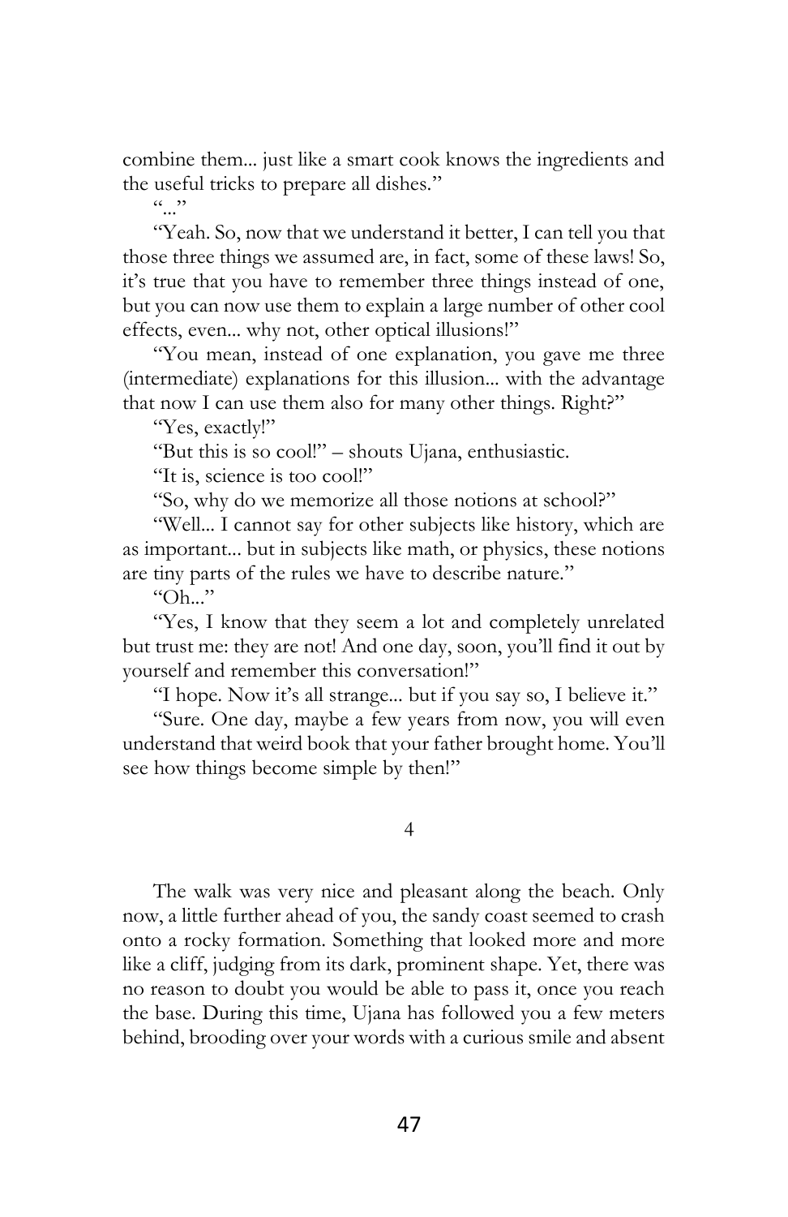combine them... just like a smart cook knows the ingredients and the useful tricks to prepare all dishes."

"..."

"Yeah. So, now that we understand it better, I can tell you that those three things we assumed are, in fact, some of these laws! So, it's true that you have to remember three things instead of one, but you can now use them to explain a large number of other cool effects, even... why not, other optical illusions!"

"You mean, instead of one explanation, you gave me three (intermediate) explanations for this illusion... with the advantage that now I can use them also for many other things. Right?"

"Yes, exactly!"

"But this is so cool!" – shouts Ujana, enthusiastic.

"It is, science is too cool!"

"So, why do we memorize all those notions at school?"

"Well... I cannot say for other subjects like history, which are as important... but in subjects like math, or physics, these notions are tiny parts of the rules we have to describe nature."

"Oh..."

"Yes, I know that they seem a lot and completely unrelated but trust me: they are not! And one day, soon, you'll find it out by yourself and remember this conversation!"

"I hope. Now it's all strange... but if you say so, I believe it."

"Sure. One day, maybe a few years from now, you will even understand that weird book that your father brought home. You'll see how things become simple by then!"

## 4

The walk was very nice and pleasant along the beach. Only now, a little further ahead of you, the sandy coast seemed to crash onto a rocky formation. Something that looked more and more like a cliff, judging from its dark, prominent shape. Yet, there was no reason to doubt you would be able to pass it, once you reach the base. During this time, Ujana has followed you a few meters behind, brooding over your words with a curious smile and absent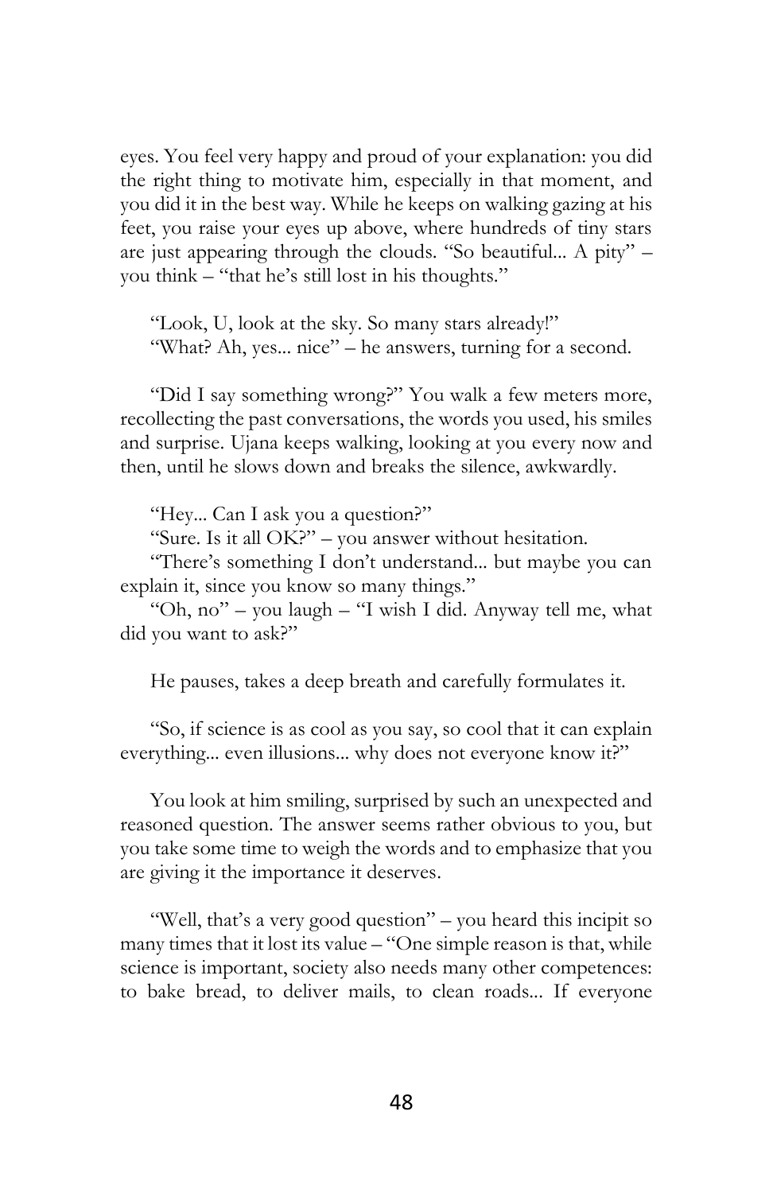eyes. You feel very happy and proud of your explanation: you did the right thing to motivate him, especially in that moment, and you did it in the best way. While he keeps on walking gazing at his feet, you raise your eyes up above, where hundreds of tiny stars are just appearing through the clouds. "So beautiful... A pity" – you think – "that he's still lost in his thoughts."

"Look, U, look at the sky. So many stars already!"
"What? Ah, yes... nice" – he answers, turning for a second.

"Did I say something wrong?" You walk a few meters more, recollecting the past conversations, the words you used, his smiles and surprise. Ujana keeps walking, looking at you every now and then, until he slows down and breaks the silence, awkwardly.

"Hey... Can I ask you a question?"
"Sure. Is it all OK?" – you answer without hesitation.
"There's something I don't understand... but maybe you can explain it, since you know so many things."
"Oh, no" – you laugh – "I wish I did. Anyway tell me, what did you want to ask?"

He pauses, takes a deep breath and carefully formulates it.

"So, if science is as cool as you say, so cool that it can explain everything... even illusions... why does not everyone know it?"

You look at him smiling, surprised by such an unexpected and reasoned question. The answer seems rather obvious to you, but you take some time to weigh the words and to emphasize that you are giving it the importance it deserves.

"Well, that's a very good question" – you heard this incipit so many times that it lost its value – "One simple reason is that, while science is important, society also needs many other competences: to bake bread, to deliver mails, to clean roads... If everyone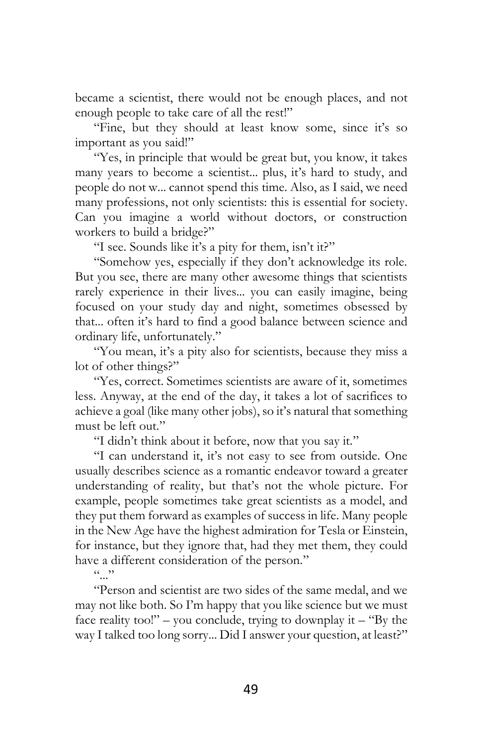became a scientist, there would not be enough places, and not enough people to take care of all the rest!"

"Fine, but they should at least know some, since it's so important as you said!"

"Yes, in principle that would be great but, you know, it takes many years to become a scientist... plus, it's hard to study, and people do not w... cannot spend this time. Also, as I said, we need many professions, not only scientists: this is essential for society. Can you imagine a world without doctors, or construction workers to build a bridge?"

"I see. Sounds like it's a pity for them, isn't it?"

"Somehow yes, especially if they don't acknowledge its role. But you see, there are many other awesome things that scientists rarely experience in their lives... you can easily imagine, being focused on your study day and night, sometimes obsessed by that... often it's hard to find a good balance between science and ordinary life, unfortunately."

"You mean, it's a pity also for scientists, because they miss a lot of other things?"

"Yes, correct. Sometimes scientists are aware of it, sometimes less. Anyway, at the end of the day, it takes a lot of sacrifices to achieve a goal (like many other jobs), so it's natural that something must be left out."

"I didn't think about it before, now that you say it."

"I can understand it, it's not easy to see from outside. One usually describes science as a romantic endeavor toward a greater understanding of reality, but that's not the whole picture. For example, people sometimes take great scientists as a model, and they put them forward as examples of success in life. Many people in the New Age have the highest admiration for Tesla or Einstein, for instance, but they ignore that, had they met them, they could have a different consideration of the person."

"..."

"Person and scientist are two sides of the same medal, and we may not like both. So I'm happy that you like science but we must face reality too!" – you conclude, trying to downplay it – "By the way I talked too long sorry... Did I answer your question, at least?"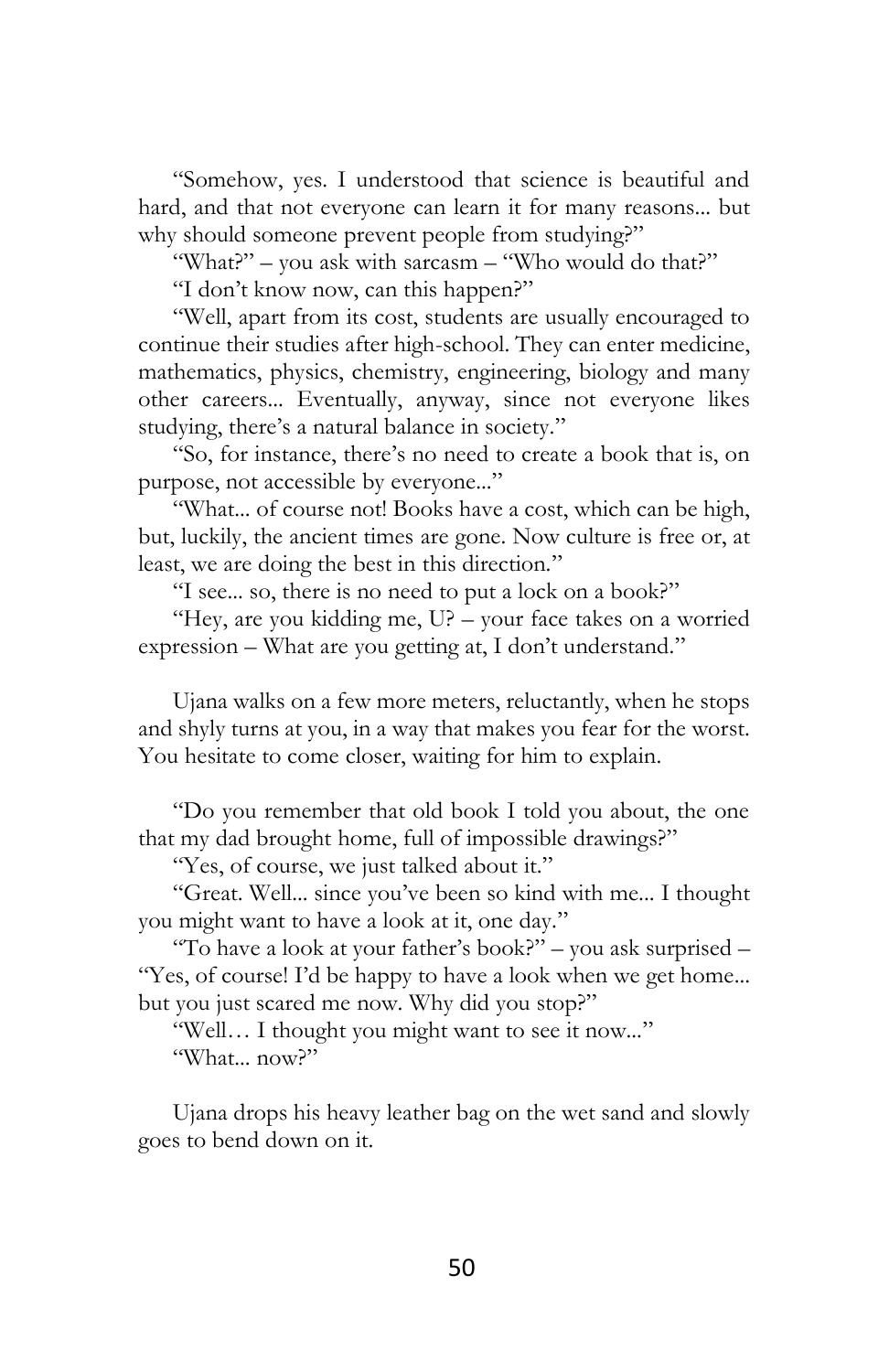"Somehow, yes. I understood that science is beautiful and hard, and that not everyone can learn it for many reasons... but why should someone prevent people from studying?"

"What?" – you ask with sarcasm – "Who would do that?"

"I don't know now, can this happen?"

"Well, apart from its cost, students are usually encouraged to continue their studies after high-school. They can enter medicine, mathematics, physics, chemistry, engineering, biology and many other careers... Eventually, anyway, since not everyone likes studying, there's a natural balance in society."

"So, for instance, there's no need to create a book that is, on purpose, not accessible by everyone..."

"What... of course not! Books have a cost, which can be high, but, luckily, the ancient times are gone. Now culture is free or, at least, we are doing the best in this direction."

"I see... so, there is no need to put a lock on a book?"

"Hey, are you kidding me, U? – your face takes on a worried expression – What are you getting at, I don't understand."

Ujana walks on a few more meters, reluctantly, when he stops and shyly turns at you, in a way that makes you fear for the worst. You hesitate to come closer, waiting for him to explain.

"Do you remember that old book I told you about, the one that my dad brought home, full of impossible drawings?"

"Yes, of course, we just talked about it."

"Great. Well... since you've been so kind with me... I thought you might want to have a look at it, one day."

"To have a look at your father's book?" – you ask surprised – "Yes, of course! I'd be happy to have a look when we get home... but you just scared me now. Why did you stop?"

"Well… I thought you might want to see it now..."

"What... now?"

Ujana drops his heavy leather bag on the wet sand and slowly goes to bend down on it.